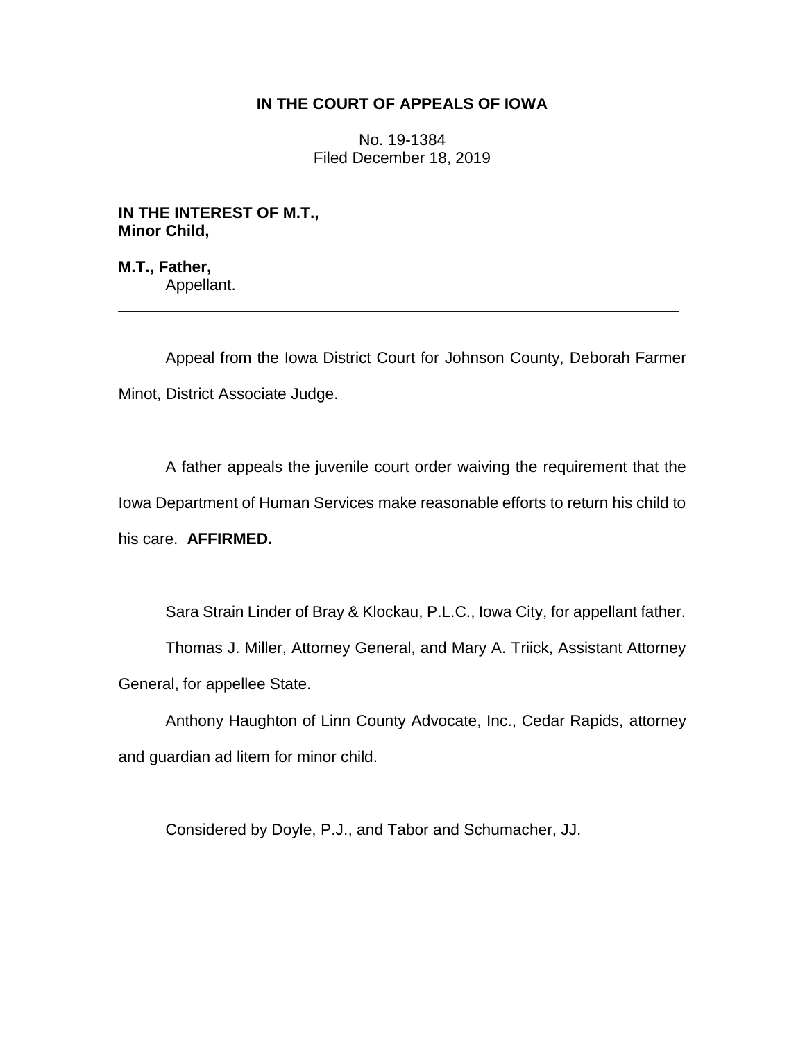**IN THE COURT OF APPEALS OF IOWA**

No. 19-1384
Filed December 18, 2019

**IN THE INTEREST OF M.T.,**
**Minor Child,**

**M.T., Father,**
Appellant.

---

Appeal from the Iowa District Court for Johnson County, Deborah Farmer Minot, District Associate Judge.

A father appeals the juvenile court order waiving the requirement that the Iowa Department of Human Services make reasonable efforts to return his child to his care. **AFFIRMED.**

Sara Strain Linder of Bray & Klockau, P.L.C., Iowa City, for appellant father.

Thomas J. Miller, Attorney General, and Mary A. Triick, Assistant Attorney General, for appellee State.

Anthony Haughton of Linn County Advocate, Inc., Cedar Rapids, attorney and guardian ad litem for minor child.

Considered by Doyle, P.J., and Tabor and Schumacher, JJ.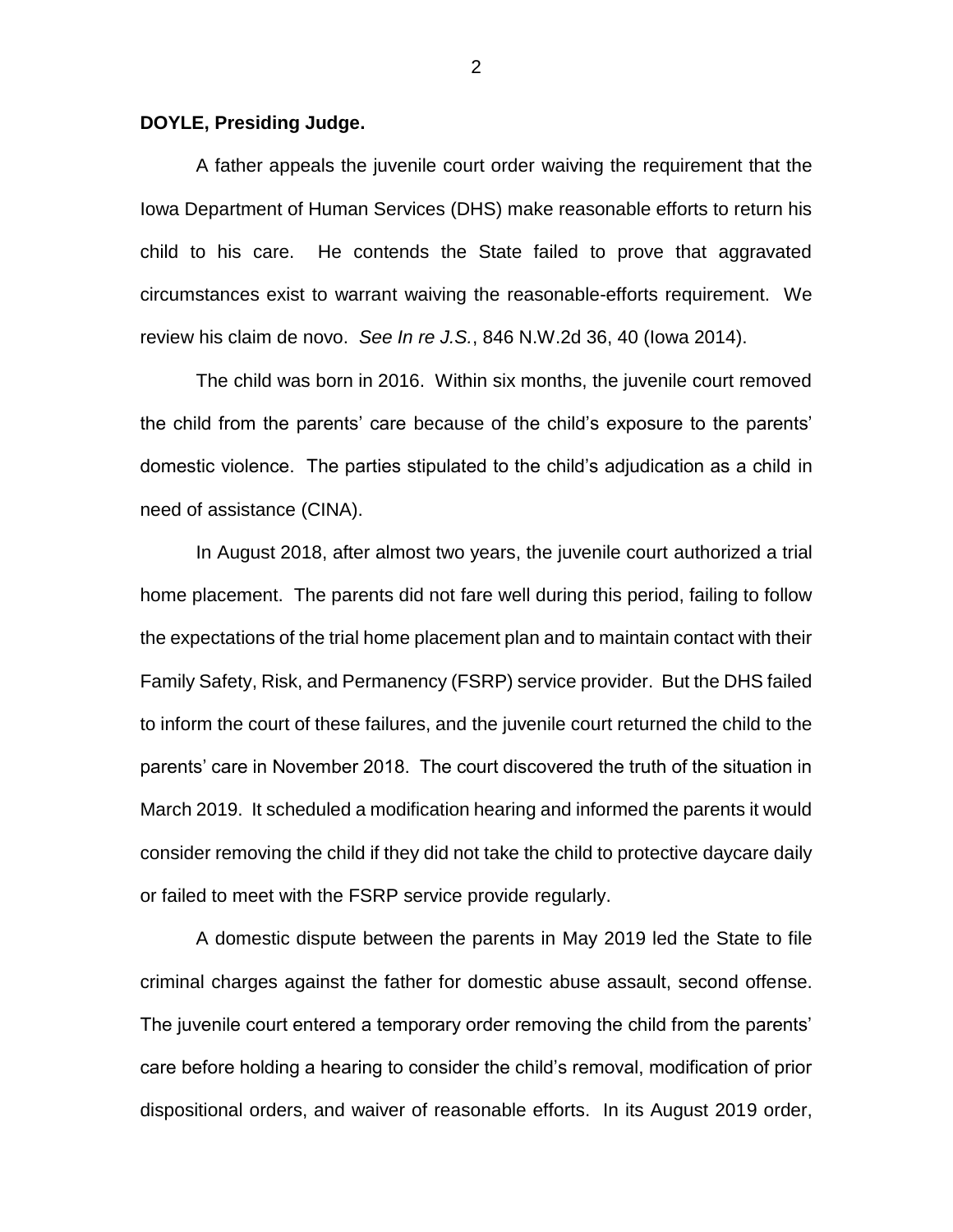**DOYLE, Presiding Judge.**

A father appeals the juvenile court order waiving the requirement that the Iowa Department of Human Services (DHS) make reasonable efforts to return his child to his care. He contends the State failed to prove that aggravated circumstances exist to warrant waiving the reasonable-efforts requirement. We review his claim de novo. *See In re J.S.*, 846 N.W.2d 36, 40 (Iowa 2014).

The child was born in 2016. Within six months, the juvenile court removed the child from the parents' care because of the child's exposure to the parents' domestic violence. The parties stipulated to the child's adjudication as a child in need of assistance (CINA).

In August 2018, after almost two years, the juvenile court authorized a trial home placement. The parents did not fare well during this period, failing to follow the expectations of the trial home placement plan and to maintain contact with their Family Safety, Risk, and Permanency (FSRP) service provider. But the DHS failed to inform the court of these failures, and the juvenile court returned the child to the parents' care in November 2018. The court discovered the truth of the situation in March 2019. It scheduled a modification hearing and informed the parents it would consider removing the child if they did not take the child to protective daycare daily or failed to meet with the FSRP service provide regularly.

A domestic dispute between the parents in May 2019 led the State to file criminal charges against the father for domestic abuse assault, second offense. The juvenile court entered a temporary order removing the child from the parents' care before holding a hearing to consider the child's removal, modification of prior dispositional orders, and waiver of reasonable efforts. In its August 2019 order,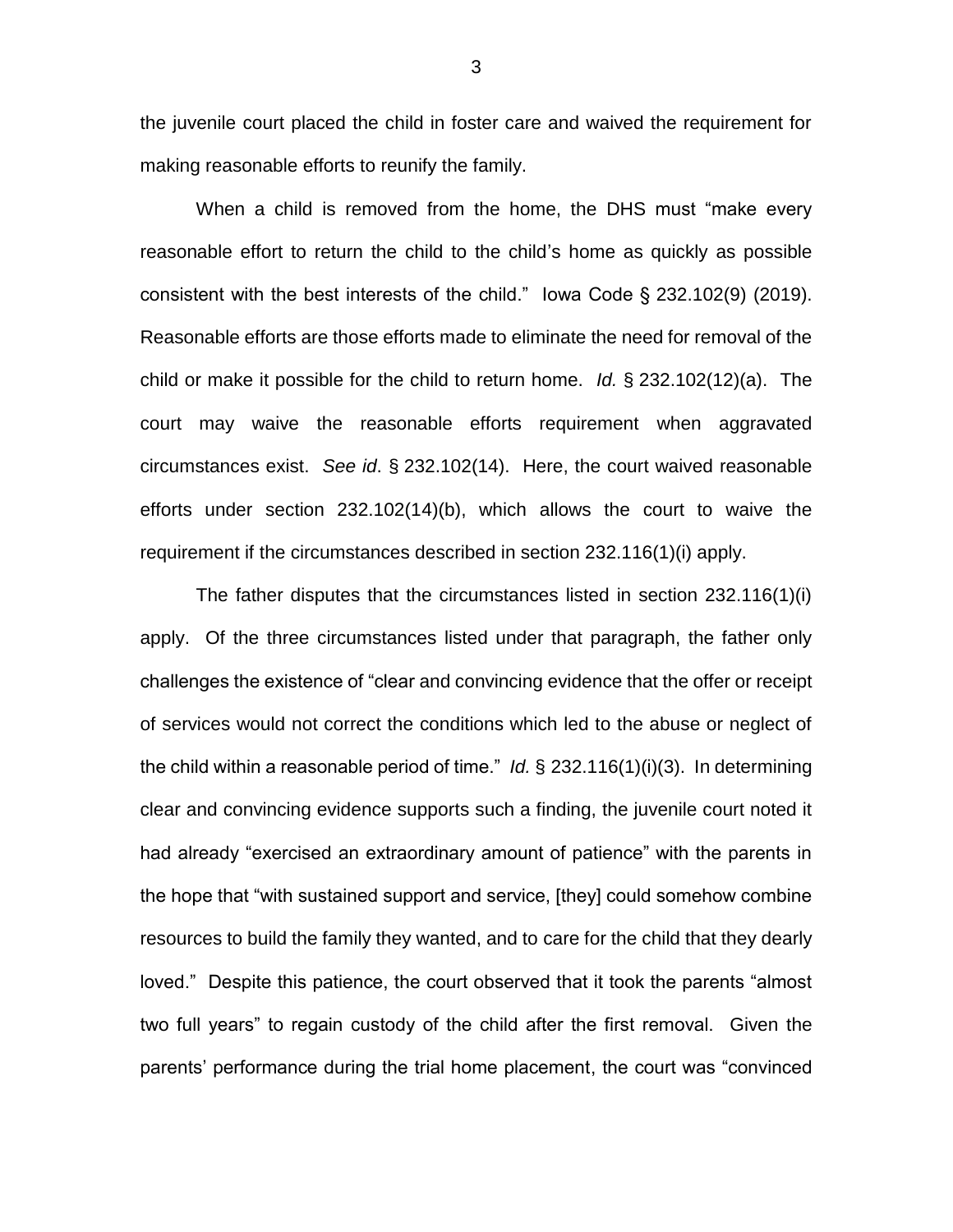the juvenile court placed the child in foster care and waived the requirement for making reasonable efforts to reunify the family.

When a child is removed from the home, the DHS must "make every reasonable effort to return the child to the child's home as quickly as possible consistent with the best interests of the child." Iowa Code § 232.102(9) (2019). Reasonable efforts are those efforts made to eliminate the need for removal of the child or make it possible for the child to return home. *Id.* § 232.102(12)(a). The court may waive the reasonable efforts requirement when aggravated circumstances exist. *See id*. § 232.102(14). Here, the court waived reasonable efforts under section 232.102(14)(b), which allows the court to waive the requirement if the circumstances described in section 232.116(1)(i) apply.

The father disputes that the circumstances listed in section 232.116(1)(i) apply. Of the three circumstances listed under that paragraph, the father only challenges the existence of "clear and convincing evidence that the offer or receipt of services would not correct the conditions which led to the abuse or neglect of the child within a reasonable period of time." *Id.* § 232.116(1)(i)(3). In determining clear and convincing evidence supports such a finding, the juvenile court noted it had already "exercised an extraordinary amount of patience" with the parents in the hope that "with sustained support and service, [they] could somehow combine resources to build the family they wanted, and to care for the child that they dearly loved." Despite this patience, the court observed that it took the parents "almost two full years" to regain custody of the child after the first removal. Given the parents' performance during the trial home placement, the court was "convinced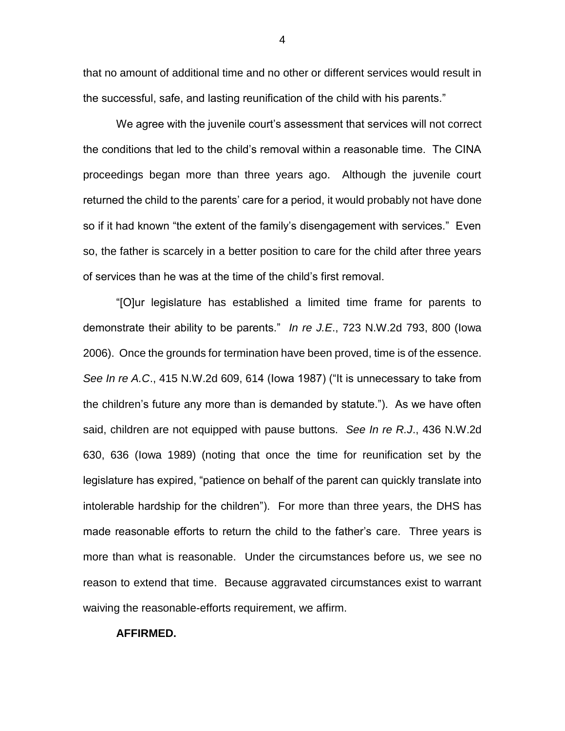that no amount of additional time and no other or different services would result in the successful, safe, and lasting reunification of the child with his parents."

We agree with the juvenile court's assessment that services will not correct the conditions that led to the child's removal within a reasonable time. The CINA proceedings began more than three years ago. Although the juvenile court returned the child to the parents' care for a period, it would probably not have done so if it had known "the extent of the family's disengagement with services." Even so, the father is scarcely in a better position to care for the child after three years of services than he was at the time of the child's first removal.

"[O]ur legislature has established a limited time frame for parents to demonstrate their ability to be parents." *In re J.E.*, 723 N.W.2d 793, 800 (Iowa 2006). Once the grounds for termination have been proved, time is of the essence. *See In re A.C.*, 415 N.W.2d 609, 614 (Iowa 1987) ("It is unnecessary to take from the children's future any more than is demanded by statute."). As we have often said, children are not equipped with pause buttons. *See In re R.J.*, 436 N.W.2d 630, 636 (Iowa 1989) (noting that once the time for reunification set by the legislature has expired, "patience on behalf of the parent can quickly translate into intolerable hardship for the children"). For more than three years, the DHS has made reasonable efforts to return the child to the father's care. Three years is more than what is reasonable. Under the circumstances before us, we see no reason to extend that time. Because aggravated circumstances exist to warrant waiving the reasonable-efforts requirement, we affirm.

**AFFIRMED.**